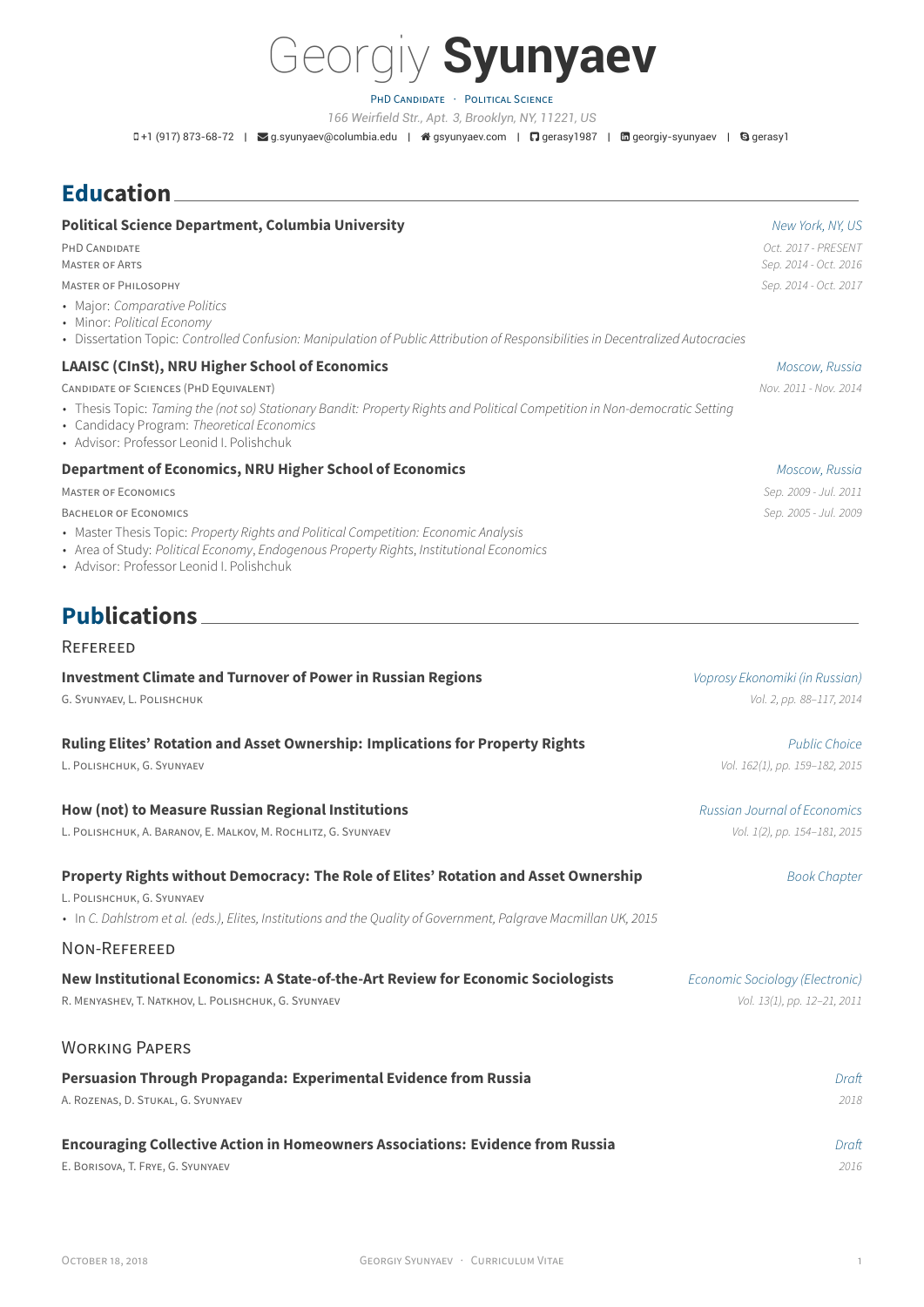# Georgiy **Syunyaev**

PhD Candidate · Political Science

*166 Weirfield Str., Apt. 3, Brooklyn, NY, 11221, US*

+1 (917) 873-68-72 | g.syunyaev@columbia.edu | gsyunyaev.com | gerasy1987 | georgiy-syunyaev | gerasy1

## Education

**Political Science Department, Columbia University** — *New York, NY, US*

PhD Candidate — *Oct. 2017 - PRESENT*
Master of Arts — *Sep. 2014 - Oct. 2016*
Master of Philosophy — *Sep. 2014 - Oct. 2017*

- Major: *Comparative Politics*
- Minor: *Political Economy*
- Dissertation Topic: *Controlled Confusion: Manipulation of Public Attribution of Responsibilities in Decentralized Autocracies*

**LAAISC (CInSt), NRU Higher School of Economics** — *Moscow, Russia*

Candidate of Sciences (PhD equivalent) — *Nov. 2011 - Nov. 2014*

- Thesis Topic: *Taming the (not so) Stationary Bandit: Property Rights and Political Competition in Non-democratic Setting*
- Candidacy Program: *Theoretical Economics*
- Advisor: Professor Leonid I. Polishchuk

**Department of Economics, NRU Higher School of Economics** — *Moscow, Russia*

Master of Economics — *Sep. 2009 - Jul. 2011*
Bachelor of Economics — *Sep. 2005 - Jul. 2009*

- Master Thesis Topic: *Property Rights and Political Competition: Economic Analysis*
- Area of Study: *Political Economy*, *Endogenous Property Rights*, *Institutional Economics*
- Advisor: Professor Leonid I. Polishchuk

## Publications

### Refereed

**Investment Climate and Turnover of Power in Russian Regions** — *Voprosy Ekonomiki (in Russian)*
G. Syunyaev, L. Polishchuk — *Vol. 2, pp. 88–117, 2014*

**Ruling Elites' Rotation and Asset Ownership: Implications for Property Rights** — *Public Choice*
L. Polishchuk, G. Syunyaev — *Vol. 162(1), pp. 159–182, 2015*

**How (not) to Measure Russian Regional Institutions** — *Russian Journal of Economics*
L. Polishchuk, A. Baranov, E. Malkov, M. Rochlitz, G. Syunyaev — *Vol. 1(2), pp. 154–181, 2015*

**Property Rights without Democracy: The Role of Elites' Rotation and Asset Ownership** — *Book Chapter*
L. Polishchuk, G. Syunyaev

- In *C. Dahlstrom et al. (eds.), Elites, Institutions and the Quality of Government, Palgrave Macmillan UK, 2015*

### Non-Refereed

**New Institutional Economics: A State-of-the-Art Review for Economic Sociologists** — *Economic Sociology (Electronic)*
R. Menyashev, T. Natkhov, L. Polishchuk, G. Syunyaev — *Vol. 13(1), pp. 12–21, 2011*

### Working Papers

**Persuasion Through Propaganda: Experimental Evidence from Russia** — *Draft*
A. Rozenas, D. Stukal, G. Syunyaev — *2018*

**Encouraging Collective Action in Homeowners Associations: Evidence from Russia** — *Draft*
E. Borisova, T. Frye, G. Syunyaev — *2016*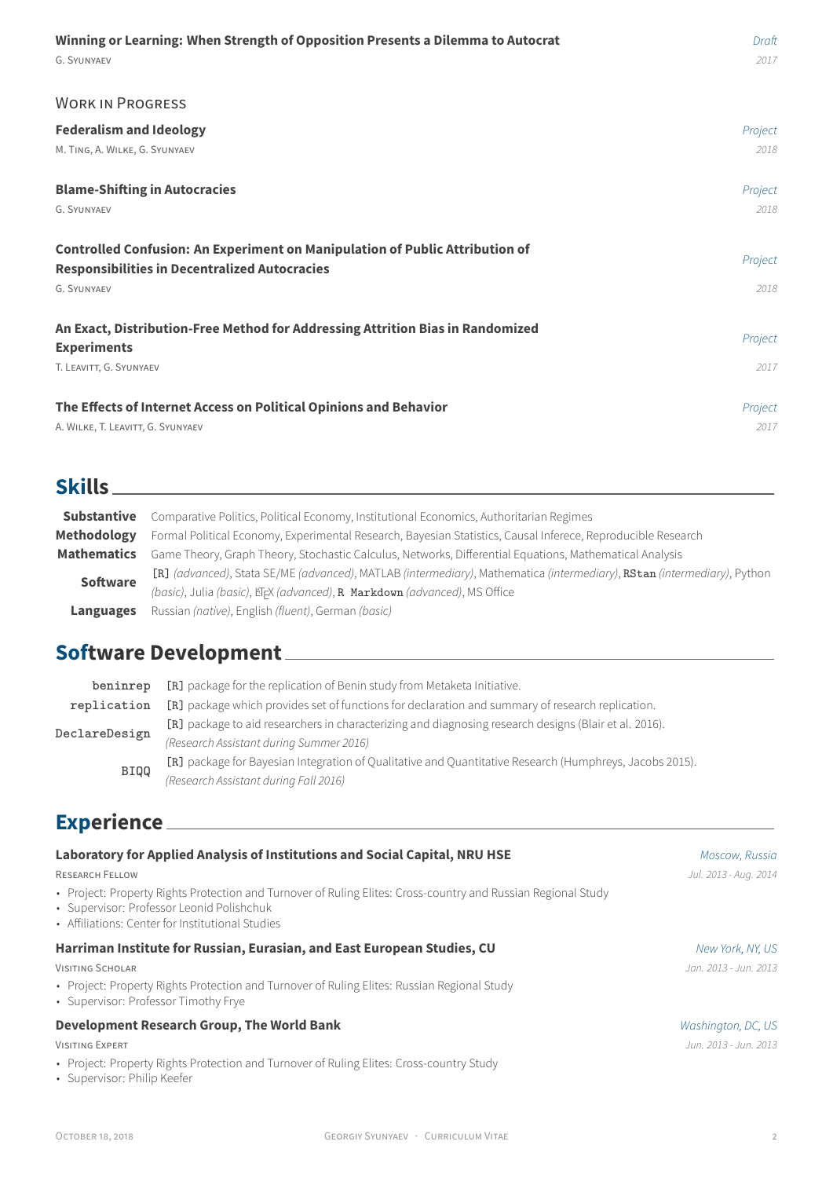**Winning or Learning: When Strength of Opposition Presents a Dilemma to Autocrat** — *Draft*, *2017*
G. Syunyaev

### Work in Progress

**Federalism and Ideology** — *Project*, *2018*
M. Ting, A. Wilke, G. Syunyaev

**Blame-Shifting in Autocracies** — *Project*, *2018*
G. Syunyaev

**Controlled Confusion: An Experiment on Manipulation of Public Attribution of Responsibilities in Decentralized Autocracies** — *Project*, *2018*
G. Syunyaev

**An Exact, Distribution-Free Method for Addressing Attrition Bias in Randomized Experiments** — *Project*, *2017*
T. Leavitt, G. Syunyaev

**The Effects of Internet Access on Political Opinions and Behavior** — *Project*, *2017*
A. Wilke, T. Leavitt, G. Syunyaev

## Skills

| | |
|---|---|
| **Substantive** | Comparative Politics, Political Economy, Institutional Economics, Authoritarian Regimes |
| **Methodology** | Formal Political Economy, Experimental Research, Bayesian Statistics, Causal Inferece, Reproducible Research |
| **Mathematics** | Game Theory, Graph Theory, Stochastic Calculus, Networks, Differential Equations, Mathematical Analysis |
| **Software** | `[R]` *(advanced)*, Stata SE/ME *(advanced)*, MATLAB *(intermediary)*, Mathematica *(intermediary)*, `RStan` *(intermediary)*, Python *(basic)*, Julia *(basic)*, LaTeX *(advanced)*, `R Markdown` *(advanced)*, MS Office |
| **Languages** | Russian *(native)*, English *(fluent)*, German *(basic)* |

## Software Development

| | |
|---|---|
| `beninrep` | `[R]` package for the replication of Benin study from Metaketa Initiative. |
| `replication` | `[R]` package which provides set of functions for declaration and summary of research replication. |
| `DeclareDesign` | `[R]` package to aid researchers in characterizing and diagnosing research designs (Blair et al. 2016). *(Research Assistant during Summer 2016)* |
| `BIQQ` | `[R]` package for Bayesian Integration of Qualitative and Quantitative Research (Humphreys, Jacobs 2015). *(Research Assistant during Fall 2016)* |

## Experience

**Laboratory for Applied Analysis of Institutions and Social Capital, NRU HSE** — *Moscow, Russia*
Research Fellow — *Jul. 2013 - Aug. 2014*

- Project: Property Rights Protection and Turnover of Ruling Elites: Cross-country and Russian Regional Study
- Supervisor: Professor Leonid Polishchuk
- Affiliations: Center for Institutional Studies

**Harriman Institute for Russian, Eurasian, and East European Studies, CU** — *New York, NY, US*
Visiting Scholar — *Jan. 2013 - Jun. 2013*

- Project: Property Rights Protection and Turnover of Ruling Elites: Russian Regional Study
- Supervisor: Professor Timothy Frye

**Development Research Group, The World Bank** — *Washington, DC, US*
Visiting Expert — *Jun. 2013 - Jun. 2013*

- Project: Property Rights Protection and Turnover of Ruling Elites: Cross-country Study
- Supervisor: Philip Keefer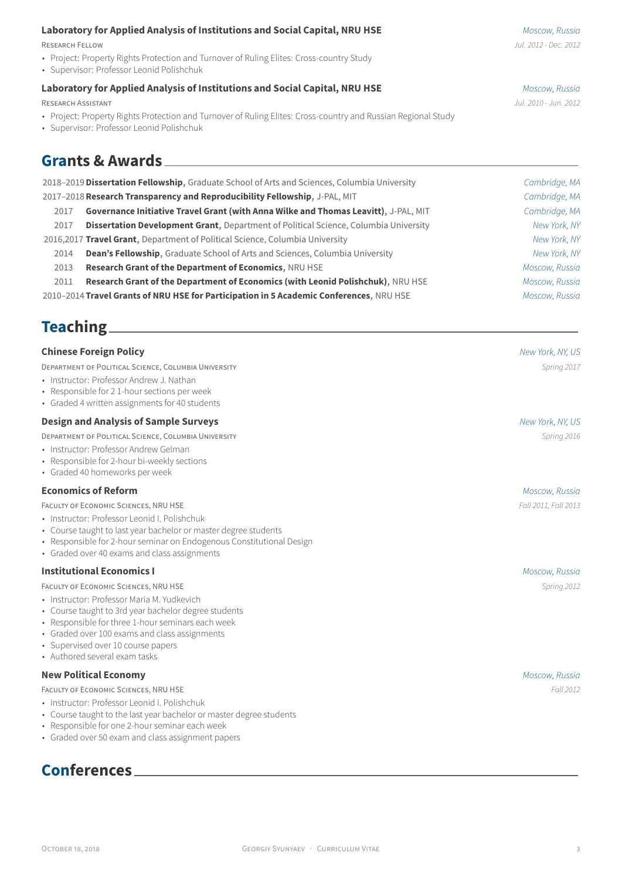**Laboratory for Applied Analysis of Institutions and Social Capital, NRU HSE** *Moscow, Russia*

Research Fellow *Jul. 2012 - Dec. 2012*

- Project: Property Rights Protection and Turnover of Ruling Elites: Cross-country Study
- Supervisor: Professor Leonid Polishchuk

**Laboratory for Applied Analysis of Institutions and Social Capital, NRU HSE** *Moscow, Russia*

Research Assistant *Jul. 2010 - Jun. 2012*

- Project: Property Rights Protection and Turnover of Ruling Elites: Cross-country and Russian Regional Study
- Supervisor: Professor Leonid Polishchuk

## Grants & Awards

| | | |
|---|---|---|
| 2018–2019 | **Dissertation Fellowship**, Graduate School of Arts and Sciences, Columbia University | *Cambridge, MA* |
| 2017–2018 | **Research Transparency and Reproducibility Fellowship**, J-PAL, MIT | *Cambridge, MA* |
| 2017 | **Governance Initiative Travel Grant (with Anna Wilke and Thomas Leavitt)**, J-PAL, MIT | *Cambridge, MA* |
| 2017 | **Dissertation Development Grant**, Department of Political Science, Columbia University | *New York, NY* |
| 2016,2017 | **Travel Grant**, Department of Political Science, Columbia University | *New York, NY* |
| 2014 | **Dean's Fellowship**, Graduate School of Arts and Sciences, Columbia University | *New York, NY* |
| 2013 | **Research Grant of the Department of Economics**, NRU HSE | *Moscow, Russia* |
| 2011 | **Research Grant of the Department of Economics (with Leonid Polishchuk)**, NRU HSE | *Moscow, Russia* |
| 2010–2014 | **Travel Grants of NRU HSE for Participation in 5 Academic Conferences**, NRU HSE | *Moscow, Russia* |

## Teaching

**Chinese Foreign Policy** *New York, NY, US*

Department of Political Science, Columbia University *Spring 2017*

- Instructor: Professor Andrew J. Nathan
- Responsible for 2 1-hour sections per week
- Graded 4 written assignments for 40 students

**Design and Analysis of Sample Surveys** *New York, NY, US*

Department of Political Science, Columbia University *Spring 2016*

- Instructor: Professor Andrew Gelman
- Responsible for 2-hour bi-weekly sections
- Graded 40 homeworks per week

**Economics of Reform** *Moscow, Russia*

Faculty of Economic Sciences, NRU HSE *Fall 2011, Fall 2013*

- Instructor: Professor Leonid I. Polishchuk
- Course taught to last year bachelor or master degree students
- Responsible for 2-hour seminar on Endogenous Constitutional Design
- Graded over 40 exams and class assignments

**Institutional Economics I** *Moscow, Russia*

Faculty of Economic Sciences, NRU HSE *Spring 2012*

- Instructor: Professor Maria M. Yudkevich
- Course taught to 3rd year bachelor degree students
- Responsible for three 1-hour seminars each week
- Graded over 100 exams and class assignments
- Supervised over 10 course papers
- Authored several exam tasks

**New Political Economy** *Moscow, Russia*

Faculty of Economic Sciences, NRU HSE *Fall 2012*

- Instructor: Professor Leonid I. Polishchuk
- Course taught to the last year bachelor or master degree students
- Responsible for one 2-hour seminar each week
- Graded over 50 exam and class assignment papers

## Conferences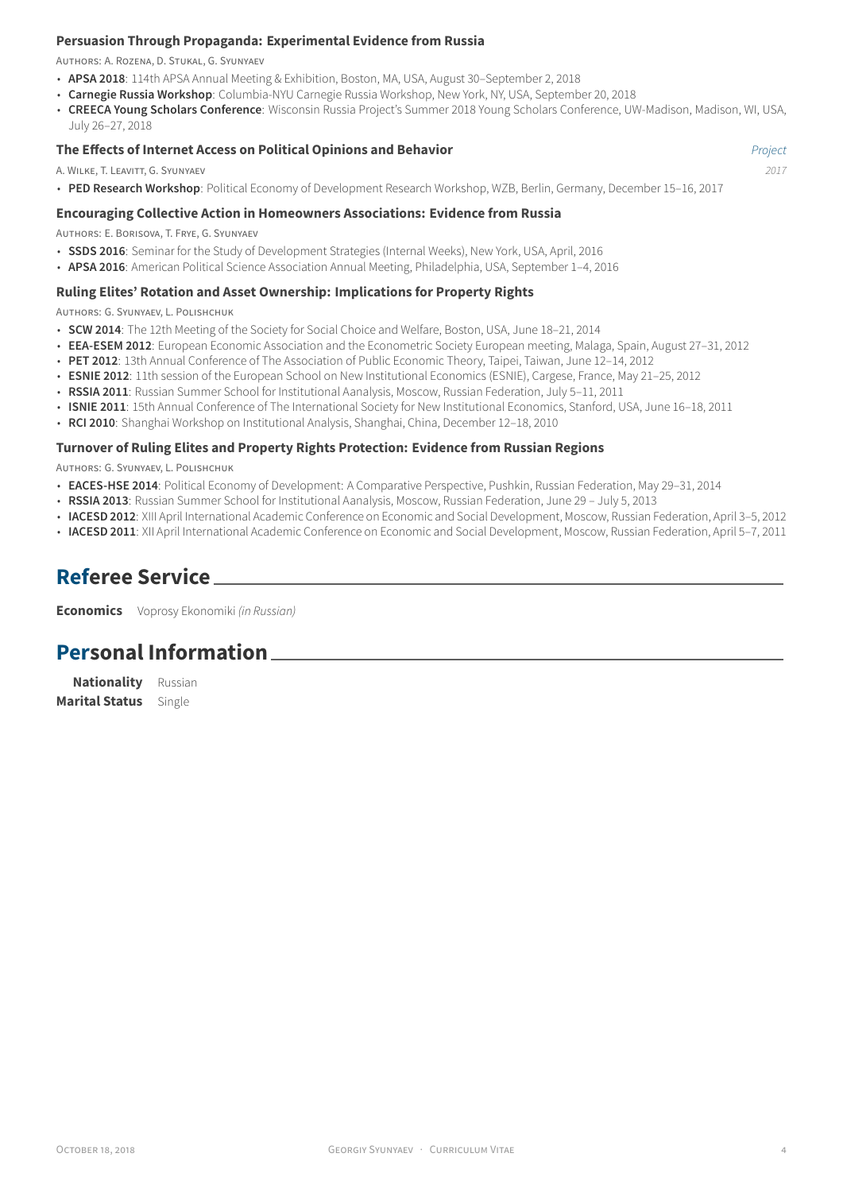### Persuasion Through Propaganda: Experimental Evidence from Russia

AUTHORS: A. ROZENA, D. STUKAL, G. SYUNYAEV

- **APSA 2018**: 114th APSA Annual Meeting & Exhibition, Boston, MA, USA, August 30–September 2, 2018
- **Carnegie Russia Workshop**: Columbia-NYU Carnegie Russia Workshop, New York, NY, USA, September 20, 2018
- **CREECA Young Scholars Conference**: Wisconsin Russia Project's Summer 2018 Young Scholars Conference, UW-Madison, Madison, WI, USA, July 26–27, 2018

### The Effects of Internet Access on Political Opinions and Behavior

*Project*

A. WILKE, T. LEAVITT, G. SYUNYAEV

*2017*

- **PED Research Workshop**: Political Economy of Development Research Workshop, WZB, Berlin, Germany, December 15–16, 2017

### Encouraging Collective Action in Homeowners Associations: Evidence from Russia

AUTHORS: E. BORISOVA, T. FRYE, G. SYUNYAEV

- **SSDS 2016**: Seminar for the Study of Development Strategies (Internal Weeks), New York, USA, April, 2016
- **APSA 2016**: American Political Science Association Annual Meeting, Philadelphia, USA, September 1–4, 2016

### Ruling Elites' Rotation and Asset Ownership: Implications for Property Rights

AUTHORS: G. SYUNYAEV, L. POLISHCHUK

- **SCW 2014**: The 12th Meeting of the Society for Social Choice and Welfare, Boston, USA, June 18–21, 2014
- **EEA-ESEM 2012**: European Economic Association and the Econometric Society European meeting, Malaga, Spain, August 27–31, 2012
- **PET 2012**: 13th Annual Conference of The Association of Public Economic Theory, Taipei, Taiwan, June 12–14, 2012
- **ESNIE 2012**: 11th session of the European School on New Institutional Economics (ESNIE), Cargese, France, May 21–25, 2012
- **RSSIA 2011**: Russian Summer School for Institutional Aanalysis, Moscow, Russian Federation, July 5–11, 2011
- **ISNIE 2011**: 15th Annual Conference of The International Society for New Institutional Economics, Stanford, USA, June 16–18, 2011
- **RCI 2010**: Shanghai Workshop on Institutional Analysis, Shanghai, China, December 12–18, 2010

### Turnover of Ruling Elites and Property Rights Protection: Evidence from Russian Regions

AUTHORS: G. SYUNYAEV, L. POLISHCHUK

- **EACES-HSE 2014**: Political Economy of Development: A Comparative Perspective, Pushkin, Russian Federation, May 29–31, 2014
- **RSSIA 2013**: Russian Summer School for Institutional Aanalysis, Moscow, Russian Federation, June 29 – July 5, 2013
- **IACESD 2012**: XIII April International Academic Conference on Economic and Social Development, Moscow, Russian Federation, April 3–5, 2012
- **IACESD 2011**: XII April International Academic Conference on Economic and Social Development, Moscow, Russian Federation, April 5–7, 2011

## Referee Service

**Economics** Voprosy Ekonomiki *(in Russian)*

## Personal Information

**Nationality** Russian
**Marital Status** Single